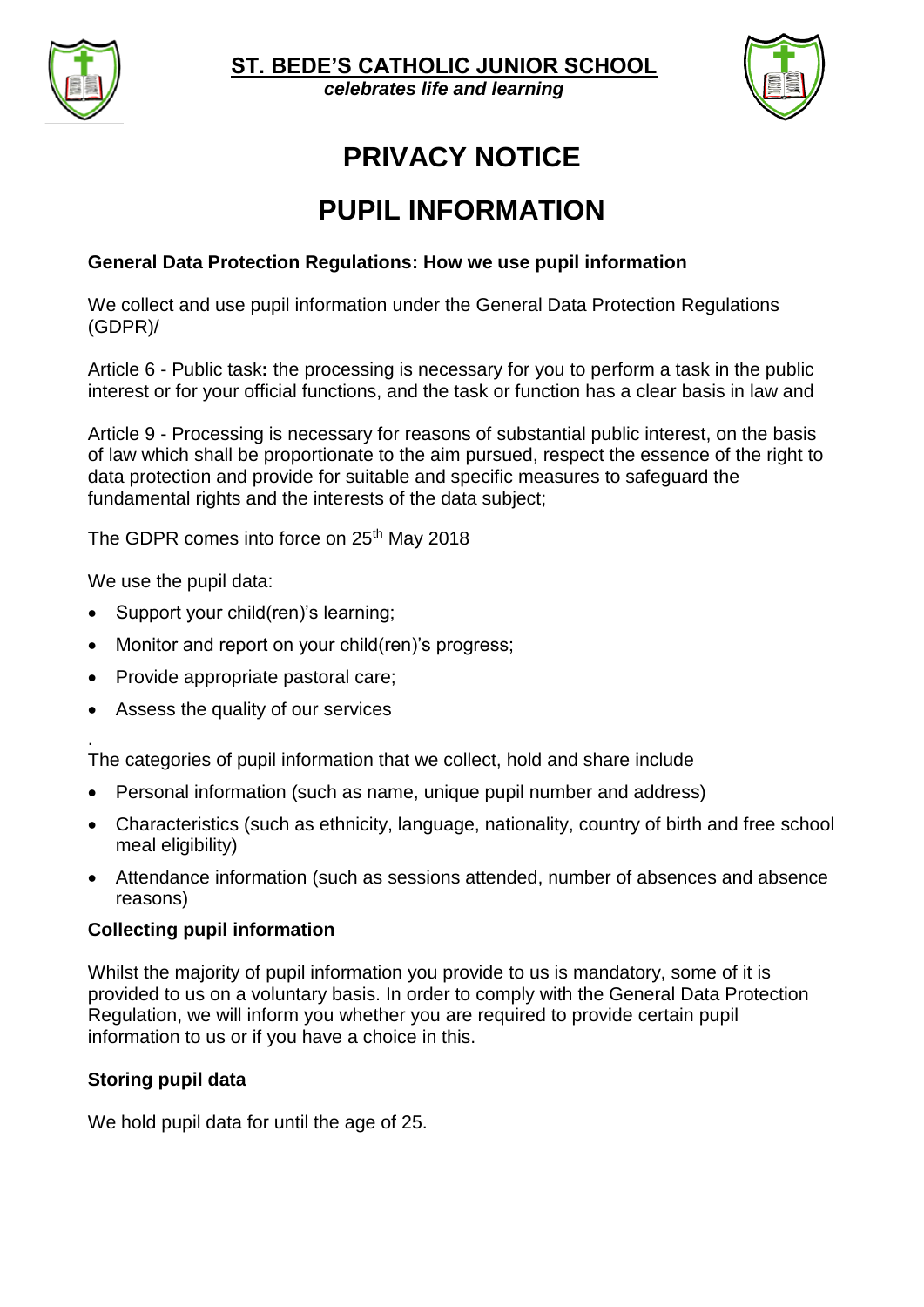**ST. BEDE'S CATHOLIC JUNIOR SCHOOL**

***celebrates life and learning***

# PRIVACY NOTICE

# PUPIL INFORMATION

**General Data Protection Regulations: How we use pupil information**

We collect and use pupil information under the General Data Protection Regulations (GDPR)/

Article 6 - Public task**:** the processing is necessary for you to perform a task in the public interest or for your official functions, and the task or function has a clear basis in law and

Article 9 - Processing is necessary for reasons of substantial public interest, on the basis of law which shall be proportionate to the aim pursued, respect the essence of the right to data protection and provide for suitable and specific measures to safeguard the fundamental rights and the interests of the data subject;

The GDPR comes into force on 25th May 2018

We use the pupil data:

- Support your child(ren)'s learning;
- Monitor and report on your child(ren)'s progress;
- Provide appropriate pastoral care;
- Assess the quality of our services

.
The categories of pupil information that we collect, hold and share include

- Personal information (such as name, unique pupil number and address)
- Characteristics (such as ethnicity, language, nationality, country of birth and free school meal eligibility)
- Attendance information (such as sessions attended, number of absences and absence reasons)

**Collecting pupil information**

Whilst the majority of pupil information you provide to us is mandatory, some of it is provided to us on a voluntary basis. In order to comply with the General Data Protection Regulation, we will inform you whether you are required to provide certain pupil information to us or if you have a choice in this.

**Storing pupil data**

We hold pupil data for until the age of 25.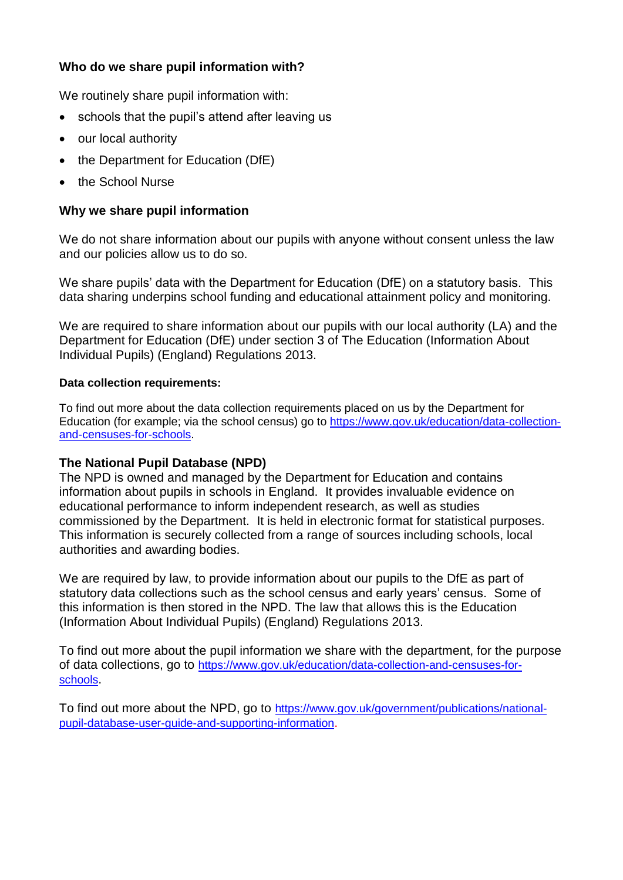### Who do we share pupil information with?

We routinely share pupil information with:

- schools that the pupil's attend after leaving us
- our local authority
- the Department for Education (DfE)
- the School Nurse

### Why we share pupil information

We do not share information about our pupils with anyone without consent unless the law and our policies allow us to do so.

We share pupils' data with the Department for Education (DfE) on a statutory basis. This data sharing underpins school funding and educational attainment policy and monitoring.

We are required to share information about our pupils with our local authority (LA) and the Department for Education (DfE) under section 3 of The Education (Information About Individual Pupils) (England) Regulations 2013.

#### Data collection requirements:

To find out more about the data collection requirements placed on us by the Department for Education (for example; via the school census) go to https://www.gov.uk/education/data-collection-and-censuses-for-schools.

### The National Pupil Database (NPD)

The NPD is owned and managed by the Department for Education and contains information about pupils in schools in England. It provides invaluable evidence on educational performance to inform independent research, as well as studies commissioned by the Department. It is held in electronic format for statistical purposes. This information is securely collected from a range of sources including schools, local authorities and awarding bodies.

We are required by law, to provide information about our pupils to the DfE as part of statutory data collections such as the school census and early years' census. Some of this information is then stored in the NPD. The law that allows this is the Education (Information About Individual Pupils) (England) Regulations 2013.

To find out more about the pupil information we share with the department, for the purpose of data collections, go to https://www.gov.uk/education/data-collection-and-censuses-for-schools.

To find out more about the NPD, go to https://www.gov.uk/government/publications/national-pupil-database-user-guide-and-supporting-information.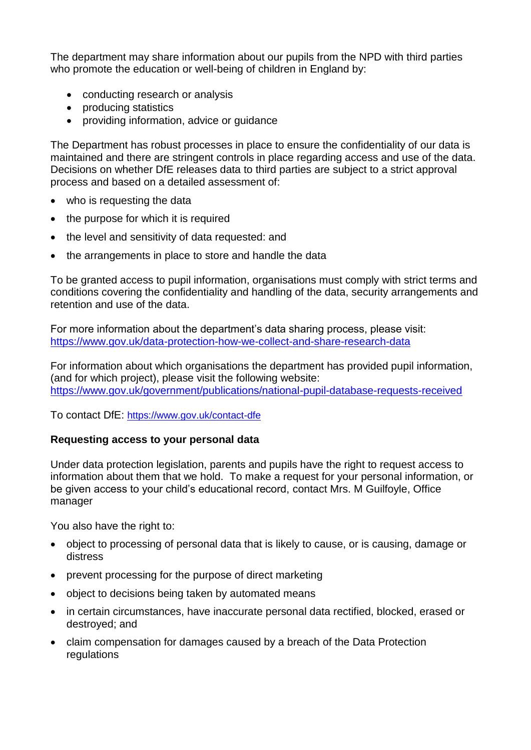The department may share information about our pupils from the NPD with third parties who promote the education or well-being of children in England by:

- conducting research or analysis
- producing statistics
- providing information, advice or guidance

The Department has robust processes in place to ensure the confidentiality of our data is maintained and there are stringent controls in place regarding access and use of the data. Decisions on whether DfE releases data to third parties are subject to a strict approval process and based on a detailed assessment of:

- who is requesting the data
- the purpose for which it is required
- the level and sensitivity of data requested: and
- the arrangements in place to store and handle the data

To be granted access to pupil information, organisations must comply with strict terms and conditions covering the confidentiality and handling of the data, security arrangements and retention and use of the data.

For more information about the department's data sharing process, please visit: https://www.gov.uk/data-protection-how-we-collect-and-share-research-data

For information about which organisations the department has provided pupil information, (and for which project), please visit the following website: https://www.gov.uk/government/publications/national-pupil-database-requests-received

To contact DfE: https://www.gov.uk/contact-dfe

**Requesting access to your personal data**

Under data protection legislation, parents and pupils have the right to request access to information about them that we hold. To make a request for your personal information, or be given access to your child's educational record, contact Mrs. M Guilfoyle, Office manager

You also have the right to:

- object to processing of personal data that is likely to cause, or is causing, damage or distress
- prevent processing for the purpose of direct marketing
- object to decisions being taken by automated means
- in certain circumstances, have inaccurate personal data rectified, blocked, erased or destroyed; and
- claim compensation for damages caused by a breach of the Data Protection regulations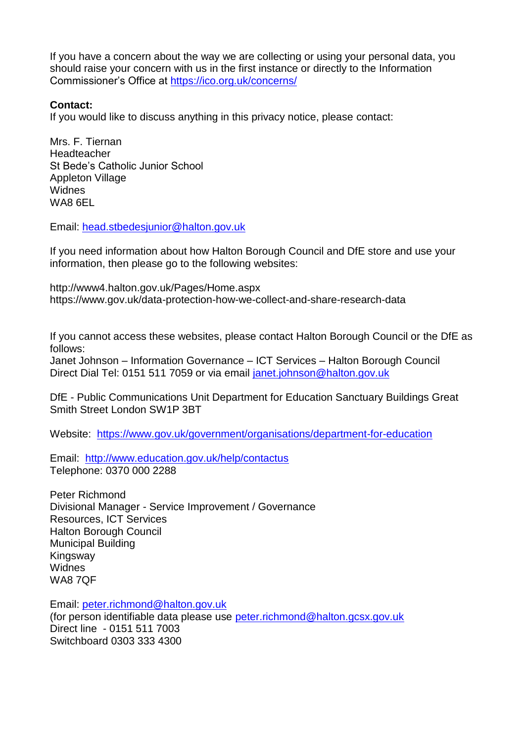If you have a concern about the way we are collecting or using your personal data, you should raise your concern with us in the first instance or directly to the Information Commissioner's Office at https://ico.org.uk/concerns/

**Contact:**

If you would like to discuss anything in this privacy notice, please contact:

Mrs. F. Tiernan
Headteacher
St Bede's Catholic Junior School
Appleton Village
Widnes
WA8 6EL

Email: head.stbedesjunior@halton.gov.uk

If you need information about how Halton Borough Council and DfE store and use your information, then please go to the following websites:

http://www4.halton.gov.uk/Pages/Home.aspx
https://www.gov.uk/data-protection-how-we-collect-and-share-research-data

If you cannot access these websites, please contact Halton Borough Council or the DfE as follows:
Janet Johnson – Information Governance – ICT Services – Halton Borough Council
Direct Dial Tel: 0151 511 7059 or via email janet.johnson@halton.gov.uk

DfE - Public Communications Unit Department for Education Sanctuary Buildings Great Smith Street London SW1P 3BT

Website: https://www.gov.uk/government/organisations/department-for-education

Email: http://www.education.gov.uk/help/contactus
Telephone: 0370 000 2288

Peter Richmond
Divisional Manager - Service Improvement / Governance
Resources, ICT Services
Halton Borough Council
Municipal Building
Kingsway
Widnes
WA8 7QF

Email: peter.richmond@halton.gov.uk
(for person identifiable data please use peter.richmond@halton.gcsx.gov.uk
Direct line - 0151 511 7003
Switchboard 0303 333 4300